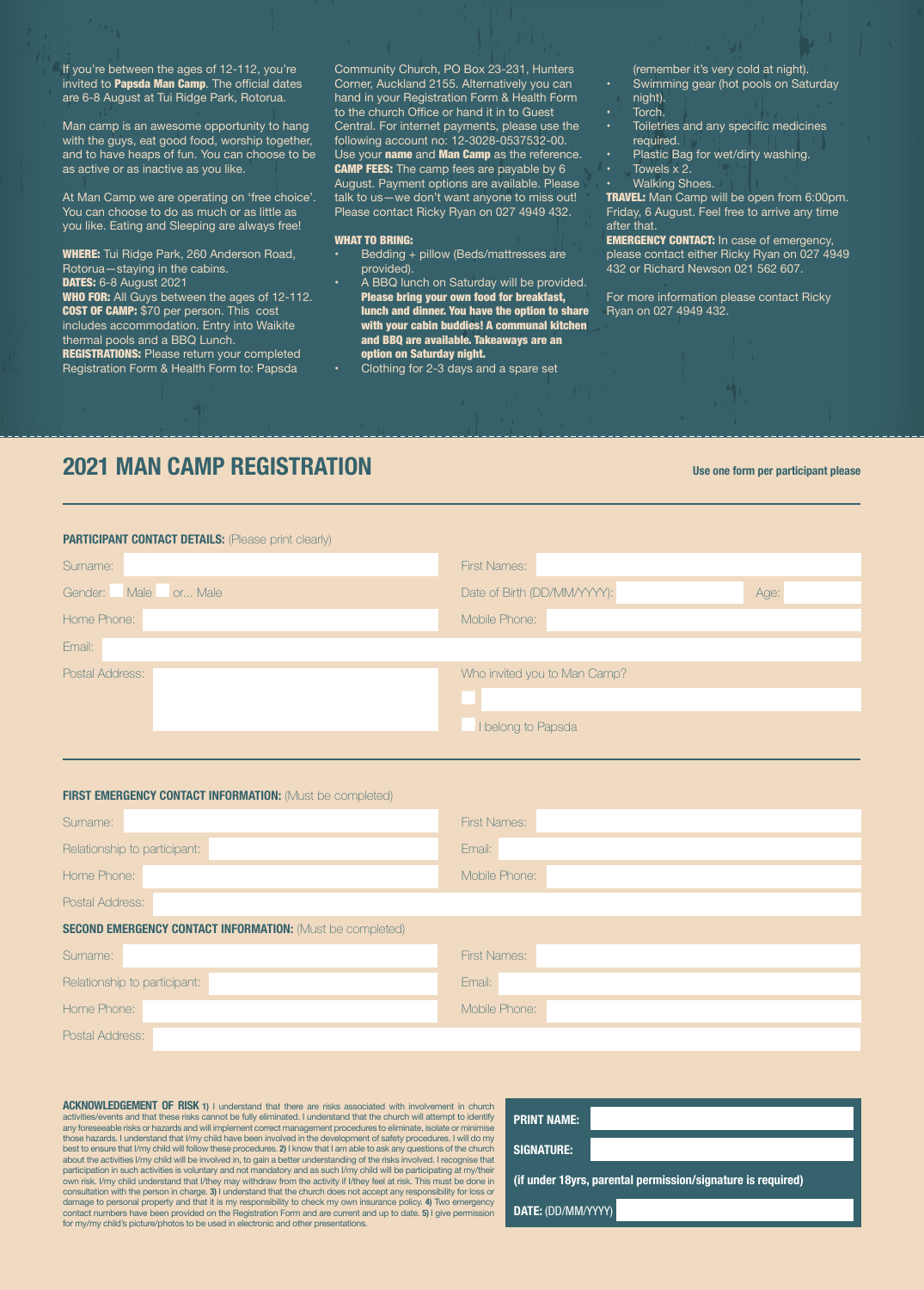If you're between the ages of 12-112, you're invited to **Papsda Man Camp**. The official dates are 6-8 August at Tui Ridge Park, Rotorua.

Man camp is an awesome opportunity to hang with the guys, eat good food, worship together, and to have heaps of fun. You can choose to be as active or as inactive as you like.

At Man Camp we are operating on 'free choice'. You can choose to do as much or as little as you like. Eating and Sleeping are always free!

**WHERE:** Tui Ridge Park, 260 Anderson Road, Rotorua—staying in the cabins.
**DATES:** 6-8 August 2021
**WHO FOR:** All Guys between the ages of 12-112.
**COST OF CAMP:** $70 per person. This cost includes accommodation. Entry into Waikite thermal pools and a BBQ Lunch.
**REGISTRATIONS:** Please return your completed Registration Form & Health Form to: Papsda Community Church, PO Box 23-231, Hunters Corner, Auckland 2155. Alternatively you can hand in your Registration Form & Health Form to the church Office or hand it in to Guest Central. For internet payments, please use the following account no: 12-3028-0537532-00. Use your **name** and **Man Camp** as the reference.
**CAMP FEES:** The camp fees are payable by 6 August. Payment options are available. Please talk to us—we don't want anyone to miss out! Please contact Ricky Ryan on 027 4949 432.

**WHAT TO BRING:**

- Bedding + pillow (Beds/mattresses are provided).
- A BBQ lunch on Saturday will be provided. **Please bring your own food for breakfast, lunch and dinner. You have the option to share with your cabin buddies! A communal kitchen and BBQ are available. Takeaways are an option on Saturday night.**
- Clothing for 2-3 days and a spare set (remember it's very cold at night).
- Swimming gear (hot pools on Saturday night).
- Torch.
- Toiletries and any specific medicines required.
- Plastic Bag for wet/dirty washing.
- Towels x 2.
- Walking Shoes.

**TRAVEL:** Man Camp will be open from 6:00pm. Friday, 6 August. Feel free to arrive any time after that.
**EMERGENCY CONTACT:** In case of emergency, please contact either Ricky Ryan on 027 4949 432 or Richard Newson 021 562 607.

For more information please contact Ricky Ryan on 027 4949 432.

## 2021 MAN CAMP REGISTRATION

**Use one form per participant please**

**PARTICIPANT CONTACT DETAILS:** (Please print clearly)

Surname: 
First Names: 
Gender: ☐ Male ☐ or... Male
Date of Birth (DD/MM/YYYY): 
Age: 
Home Phone: 
Mobile Phone: 
Email: 
Postal Address: 
Who invited you to Man Camp?
☐ 
☐ I belong to Papsda

**FIRST EMERGENCY CONTACT INFORMATION:** (Must be completed)

Surname: 
First Names: 
Relationship to participant: 
Email: 
Home Phone: 
Mobile Phone: 
Postal Address: 

**SECOND EMERGENCY CONTACT INFORMATION:** (Must be completed)

Surname: 
First Names: 
Relationship to participant: 
Email: 
Home Phone: 
Mobile Phone: 
Postal Address: 

**ACKNOWLEDGEMENT OF RISK** **1)** I understand that there are risks associated with involvement in church activities/events and that these risks cannot be fully eliminated. I understand that the church will attempt to identify any foreseeable risks or hazards and will implement correct management procedures to eliminate, isolate or minimise those hazards. I understand that I/my child have been involved in the development of safety procedures. I will do my best to ensure that I/my child will follow these procedures. **2)** I know that I am able to ask any questions of the church about the activities I/my child will be involved in, to gain a better understanding of the risks involved. I recognise that participation in such activities is voluntary and not mandatory and as such I/my child will be participating at my/their own risk. I/my child understand that I/they may withdraw from the activity if I/they feel at risk. This must be done in consultation with the person in charge. **3)** I understand that the church does not accept any responsibility for loss or damage to personal property and that it is my responsibility to check my own insurance policy. **4)** Two emergency contact numbers have been provided on the Registration Form and are current and up to date. **5)** I give permission for my/my child's picture/photos to be used in electronic and other presentations.

**PRINT NAME:** 
**SIGNATURE:** 
**(if under 18yrs, parental permission/signature is required)**
**DATE:** (DD/MM/YYYY)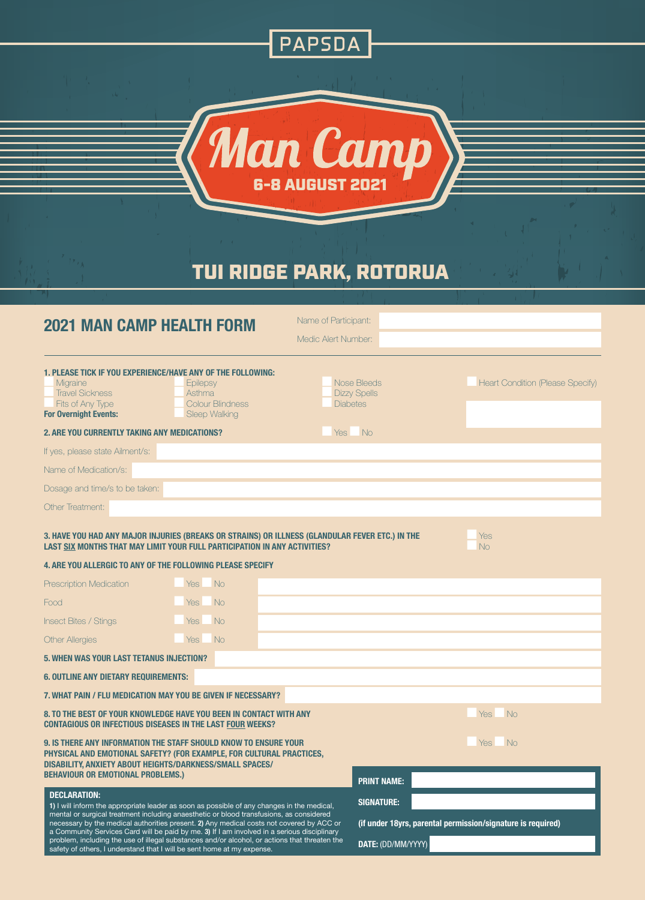PAPSDA

# Man Camp

6-8 AUGUST 2021

TUI RIDGE PARK, ROTORUA

## 2021 MAN CAMP HEALTH FORM

Name of Participant:

Medic Alert Number:

**1. PLEASE TICK IF YOU EXPERIENCE/HAVE ANY OF THE FOLLOWING:**

- Migraine
- Travel Sickness
- Fits of Any Type
- Epilepsy
- Asthma
- Colour Blindness
- Nose Bleeds
- Dizzy Spells
- Diabetes
- Heart Condition (Please Specify)

**For Overnight Events:**

- Sleep Walking

**2. ARE YOU CURRENTLY TAKING ANY MEDICATIONS?** Yes No

If yes, please state Ailment/s:

Name of Medication/s:

Dosage and time/s to be taken:

Other Treatment:

**3. HAVE YOU HAD ANY MAJOR INJURIES (BREAKS OR STRAINS) OR ILLNESS (GLANDULAR FEVER ETC.) IN THE LAST SIX MONTHS THAT MAY LIMIT YOUR FULL PARTICIPATION IN ANY ACTIVITIES?** Yes No

**4. ARE YOU ALLERGIC TO ANY OF THE FOLLOWING PLEASE SPECIFY**

| | | |
|---|---|---|
| Prescription Medication | Yes No | |
| Food | Yes No | |
| Insect Bites / Stings | Yes No | |
| Other Allergies | Yes No | |

**5. WHEN WAS YOUR LAST TETANUS INJECTION?**

**6. OUTLINE ANY DIETARY REQUIREMENTS:**

**7. WHAT PAIN / FLU MEDICATION MAY YOU BE GIVEN IF NECESSARY?**

**8. TO THE BEST OF YOUR KNOWLEDGE HAVE YOU BEEN IN CONTACT WITH ANY CONTAGIOUS OR INFECTIOUS DISEASES IN THE LAST FOUR WEEKS?** Yes No

**9. IS THERE ANY INFORMATION THE STAFF SHOULD KNOW TO ENSURE YOUR PHYSICAL AND EMOTIONAL SAFETY? (FOR EXAMPLE, FOR CULTURAL PRACTICES, DISABILITY, ANXIETY ABOUT HEIGHTS/DARKNESS/SMALL SPACES/ BEHAVIOUR OR EMOTIONAL PROBLEMS.)** Yes No

**DECLARATION:**

**1)** I will inform the appropriate leader as soon as possible of any changes in the medical, mental or surgical treatment including anaesthetic or blood transfusions, as considered necessary by the medical authorities present. **2)** Any medical costs not covered by ACC or a Community Services Card will be paid by me. **3)** If I am involved in a serious disciplinary problem, including the use of illegal substances and/or alcohol, or actions that threaten the safety of others, I understand that I will be sent home at my expense.

**PRINT NAME:**

**SIGNATURE:**

**(if under 18yrs, parental permission/signature is required)**

**DATE:** (DD/MM/YYYY)